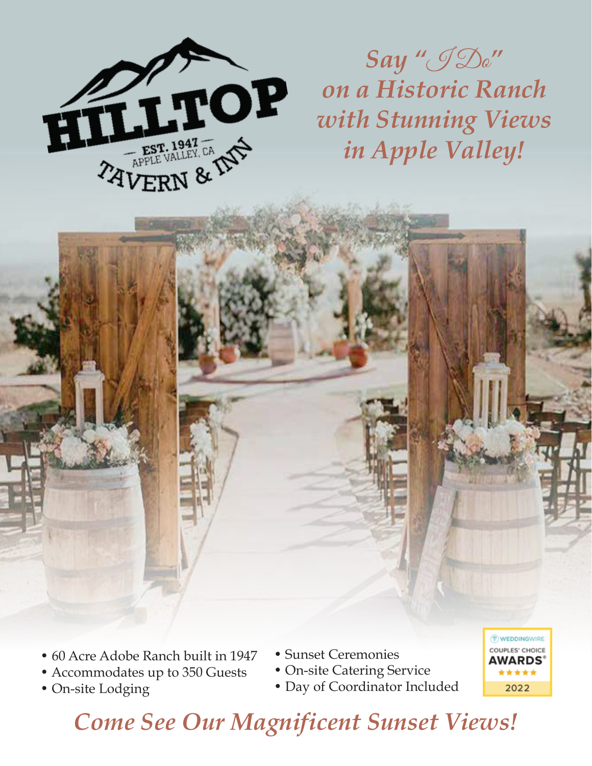# HILLTOP

EST. 1947 — APPLE VALLEY, CA

TAVERN & INN

*Say "I Do" on a Historic Ranch with Stunning Views in Apple Valley!*

- 60 Acre Adobe Ranch built in 1947
- Accommodates up to 350 Guests
- On-site Lodging
- Sunset Ceremonies
- On-site Catering Service
- Day of Coordinator Included

WEDDINGWIRE COUPLES' CHOICE AWARDS® 2022

## *Come See Our Magnificent Sunset Views!*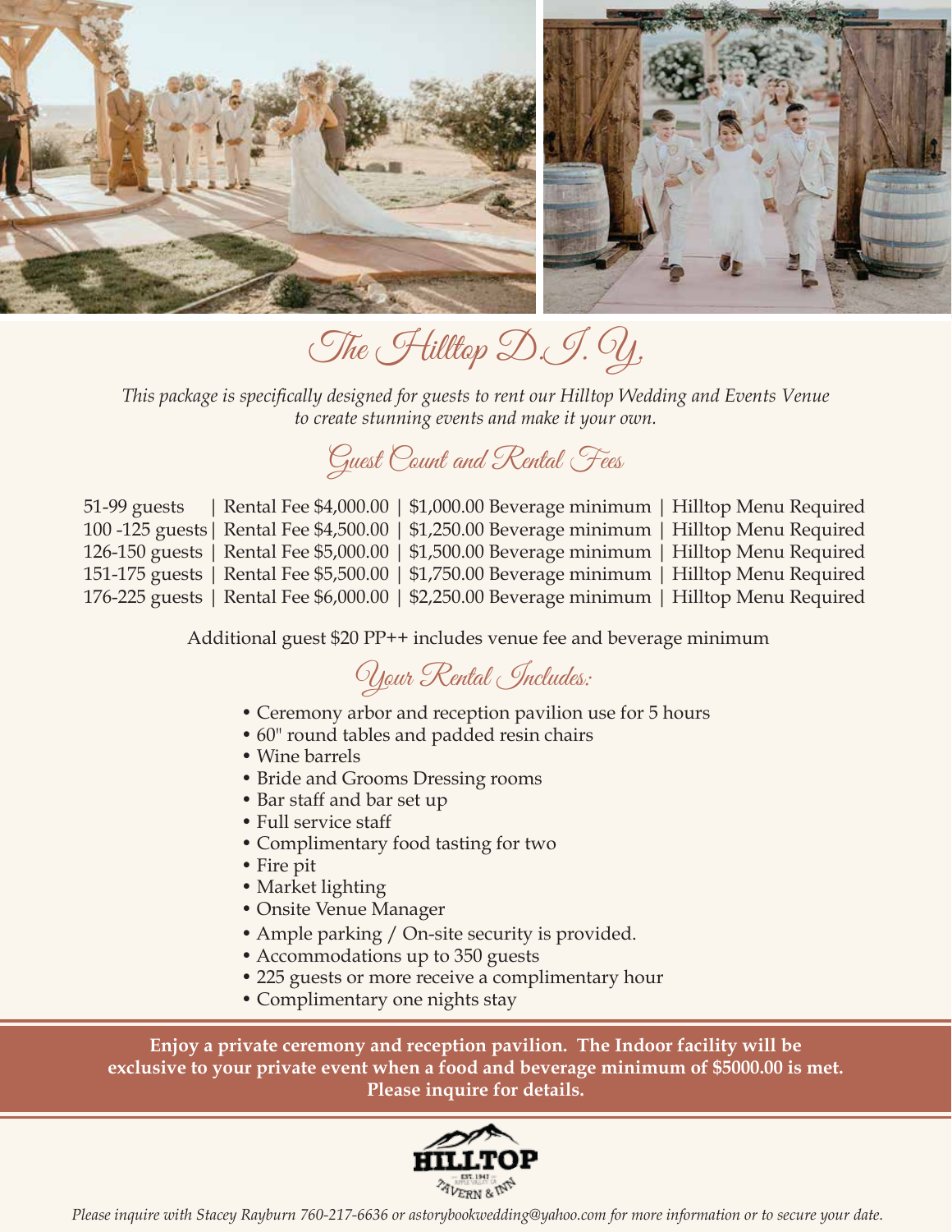# The Hilltop D.I.Y.

*This package is specifically designed for guests to rent our Hilltop Wedding and Events Venue to create stunning events and make it your own.*

## Guest Count and Rental Fees

| Guests | Rental Fee | Beverage minimum | Menu |
|---|---|---|---|
| 51-99 guests | Rental Fee $4,000.00 | $1,000.00 Beverage minimum | Hilltop Menu Required |
| 100 -125 guests | Rental Fee $4,500.00 | $1,250.00 Beverage minimum | Hilltop Menu Required |
| 126-150 guests | Rental Fee $5,000.00 | $1,500.00 Beverage minimum | Hilltop Menu Required |
| 151-175 guests | Rental Fee $5,500.00 | $1,750.00 Beverage minimum | Hilltop Menu Required |
| 176-225 guests | Rental Fee $6,000.00 | $2,250.00 Beverage minimum | Hilltop Menu Required |

Additional guest $20 PP++ includes venue fee and beverage minimum

## Your Rental Includes:

- Ceremony arbor and reception pavilion use for 5 hours
- 60" round tables and padded resin chairs
- Wine barrels
- Bride and Grooms Dressing rooms
- Bar staff and bar set up
- Full service staff
- Complimentary food tasting for two
- Fire pit
- Market lighting
- Onsite Venue Manager
- Ample parking / On-site security is provided.
- Accommodations up to 350 guests
- 225 guests or more receive a complimentary hour
- Complimentary one nights stay

**Enjoy a private ceremony and reception pavilion. The Indoor facility will be exclusive to your private event when a food and beverage minimum of $5000.00 is met. Please inquire for details.**

HILLTOP
EST. 1947
TAVERN & INN

*Please inquire with Stacey Rayburn 760-217-6636 or astorybookwedding@yahoo.com for more information or to secure your date.*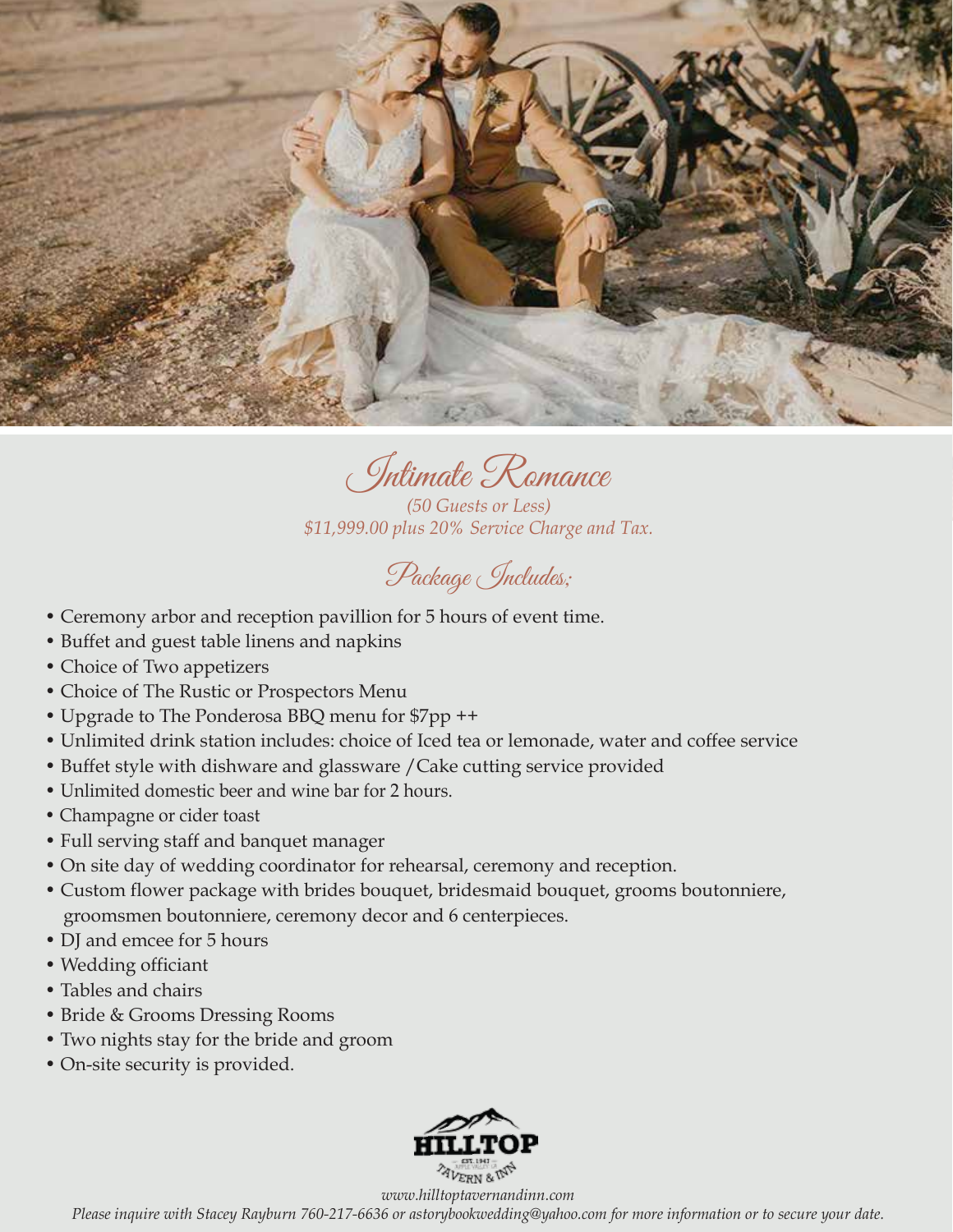# Intimate Romance

*(50 Guests or Less)*
*$11,999.00 plus 20% Service Charge and Tax.*

## Package Includes;

- Ceremony arbor and reception pavillion for 5 hours of event time.
- Buffet and guest table linens and napkins
- Choice of Two appetizers
- Choice of The Rustic or Prospectors Menu
- Upgrade to The Ponderosa BBQ menu for $7pp ++
- Unlimited drink station includes: choice of Iced tea or lemonade, water and coffee service
- Buffet style with dishware and glassware /Cake cutting service provided
- Unlimited domestic beer and wine bar for 2 hours.
- Champagne or cider toast
- Full serving staff and banquet manager
- On site day of wedding coordinator for rehearsal, ceremony and reception.
- Custom flower package with brides bouquet, bridesmaid bouquet, grooms boutonniere, groomsmen boutonniere, ceremony decor and 6 centerpieces.
- DJ and emcee for 5 hours
- Wedding officiant
- Tables and chairs
- Bride & Grooms Dressing Rooms
- Two nights stay for the bride and groom
- On-site security is provided.

HILLTOP
EST. 1947
TAVERN & INN

*www.hilltoptavernandinn.com*

*Please inquire with Stacey Rayburn 760-217-6636 or astorybookwedding@yahoo.com for more information or to secure your date.*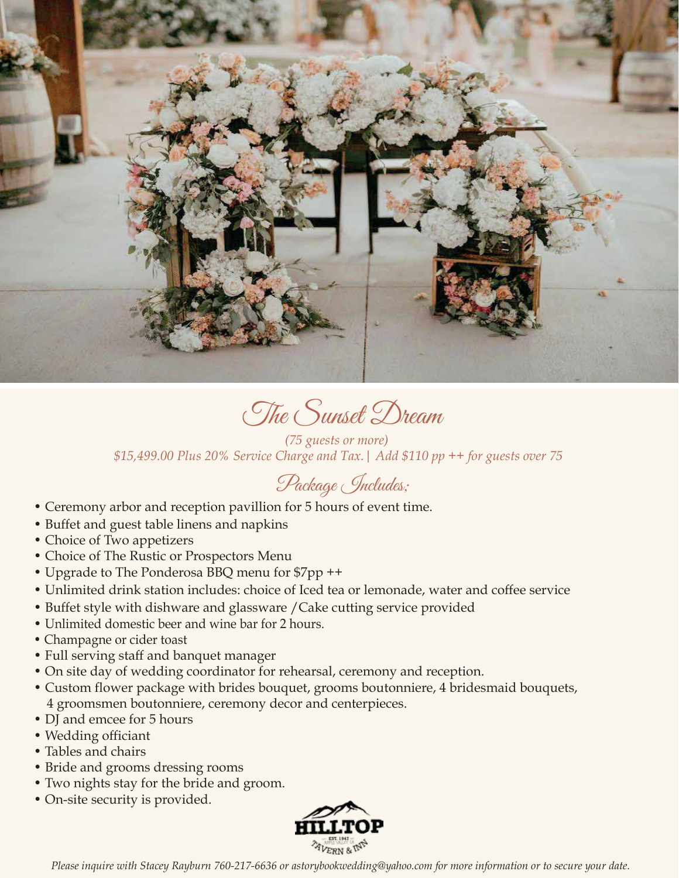# The Sunset Dream

*(75 guests or more)*
*$15,499.00 Plus 20% Service Charge and Tax. | Add $110 pp ++ for guests over 75*

## Package Includes;

- Ceremony arbor and reception pavillion for 5 hours of event time.
- Buffet and guest table linens and napkins
- Choice of Two appetizers
- Choice of The Rustic or Prospectors Menu
- Upgrade to The Ponderosa BBQ menu for $7pp ++
- Unlimited drink station includes: choice of Iced tea or lemonade, water and coffee service
- Buffet style with dishware and glassware /Cake cutting service provided
- Unlimited domestic beer and wine bar for 2 hours.
- Champagne or cider toast
- Full serving staff and banquet manager
- On site day of wedding coordinator for rehearsal, ceremony and reception.
- Custom flower package with brides bouquet, grooms boutonniere, 4 bridesmaid bouquets, 4 groomsmen boutonniere, ceremony decor and centerpieces.
- DJ and emcee for 5 hours
- Wedding officiant
- Tables and chairs
- Bride and grooms dressing rooms
- Two nights stay for the bride and groom.
- On-site security is provided.

HILLTOP TAVERN & INN

*Please inquire with Stacey Rayburn 760-217-6636 or astorybookwedding@yahoo.com for more information or to secure your date.*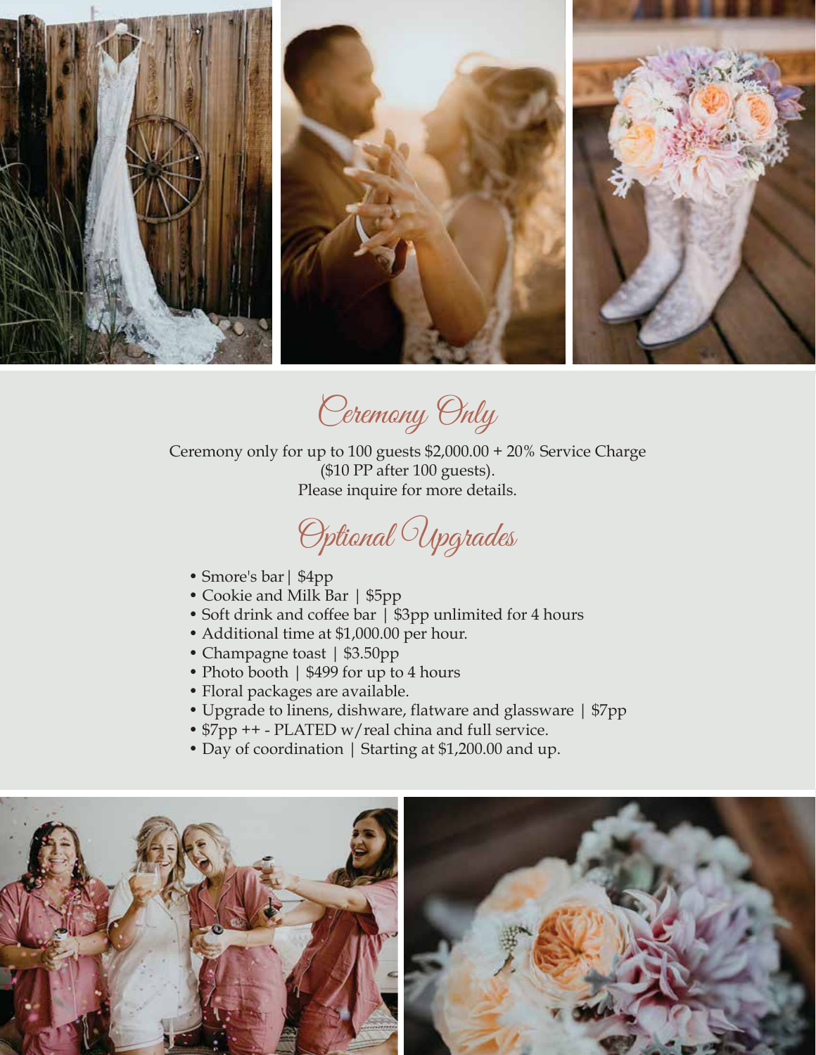## Ceremony Only

Ceremony only for up to 100 guests $2,000.00 + 20% Service Charge ($10 PP after 100 guests).
Please inquire for more details.

## Optional Upgrades

- Smore's bar | $4pp
- Cookie and Milk Bar | $5pp
- Soft drink and coffee bar | $3pp unlimited for 4 hours
- Additional time at $1,000.00 per hour.
- Champagne toast | $3.50pp
- Photo booth | $499 for up to 4 hours
- Floral packages are available.
- Upgrade to linens, dishware, flatware and glassware | $7pp
- $7pp ++ - PLATED w/real china and full service.
- Day of coordination | Starting at $1,200.00 and up.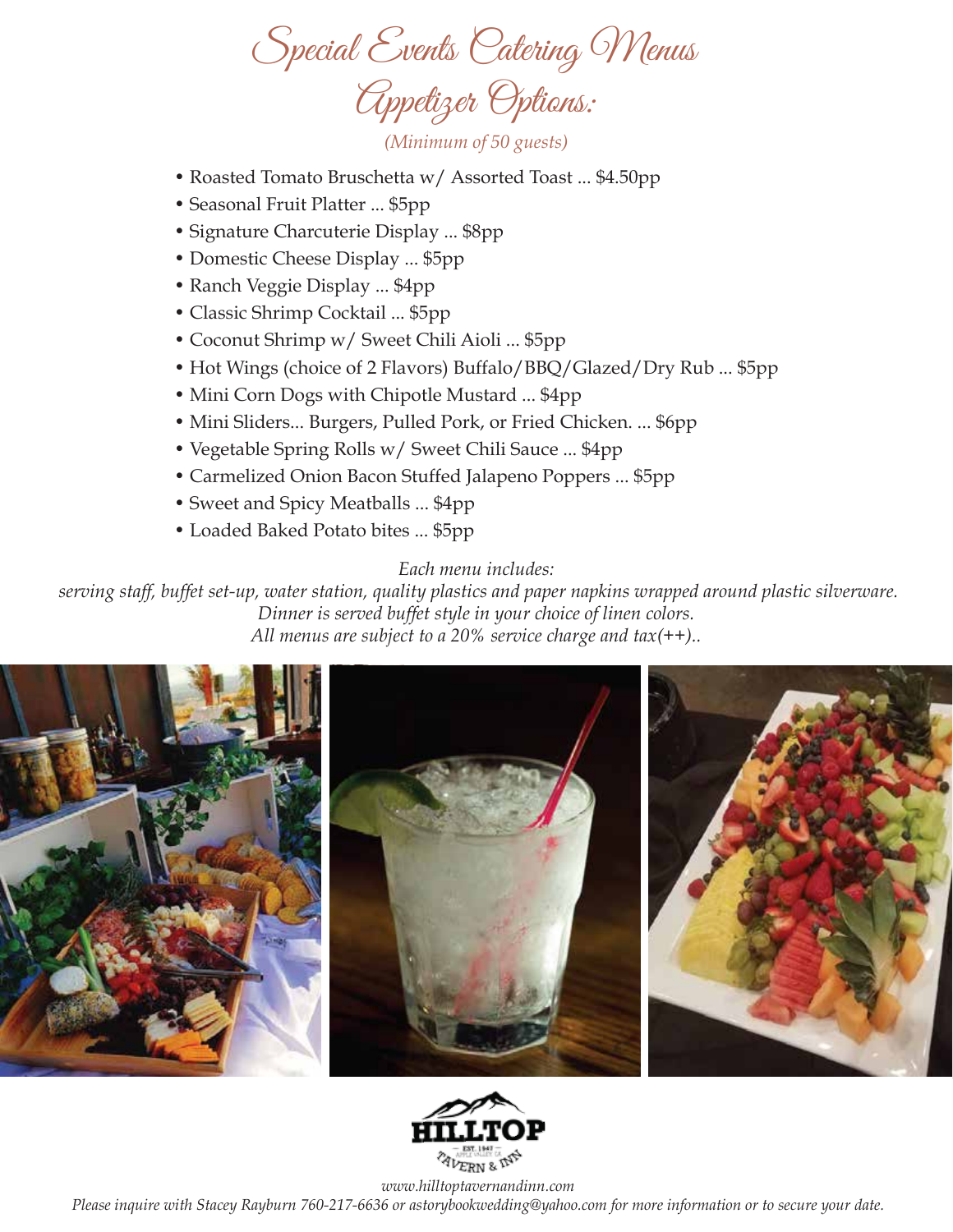# Special Events Catering Menus

## Appetizer Options:

*(Minimum of 50 guests)*

- Roasted Tomato Bruschetta w/ Assorted Toast ... $4.50pp
- Seasonal Fruit Platter ... $5pp
- Signature Charcuterie Display ... $8pp
- Domestic Cheese Display ... $5pp
- Ranch Veggie Display ... $4pp
- Classic Shrimp Cocktail ... $5pp
- Coconut Shrimp w/ Sweet Chili Aioli ... $5pp
- Hot Wings (choice of 2 Flavors) Buffalo/BBQ/Glazed/Dry Rub ... $5pp
- Mini Corn Dogs with Chipotle Mustard ... $4pp
- Mini Sliders... Burgers, Pulled Pork, or Fried Chicken. ... $6pp
- Vegetable Spring Rolls w/ Sweet Chili Sauce ... $4pp
- Carmelized Onion Bacon Stuffed Jalapeno Poppers ... $5pp
- Sweet and Spicy Meatballs ... $4pp
- Loaded Baked Potato bites ... $5pp

*Each menu includes:*
*serving staff, buffet set-up, water station, quality plastics and paper napkins wrapped around plastic silverware.*
*Dinner is served buffet style in your choice of linen colors.*
*All menus are subject to a 20% service charge and tax(++)..*

HILLTOP
EST. 1947
APPLE VALLEY CA
TAVERN & INN

*www.hilltoptavernandinn.com*
*Please inquire with Stacey Rayburn 760-217-6636 or astorybookwedding@yahoo.com for more information or to secure your date.*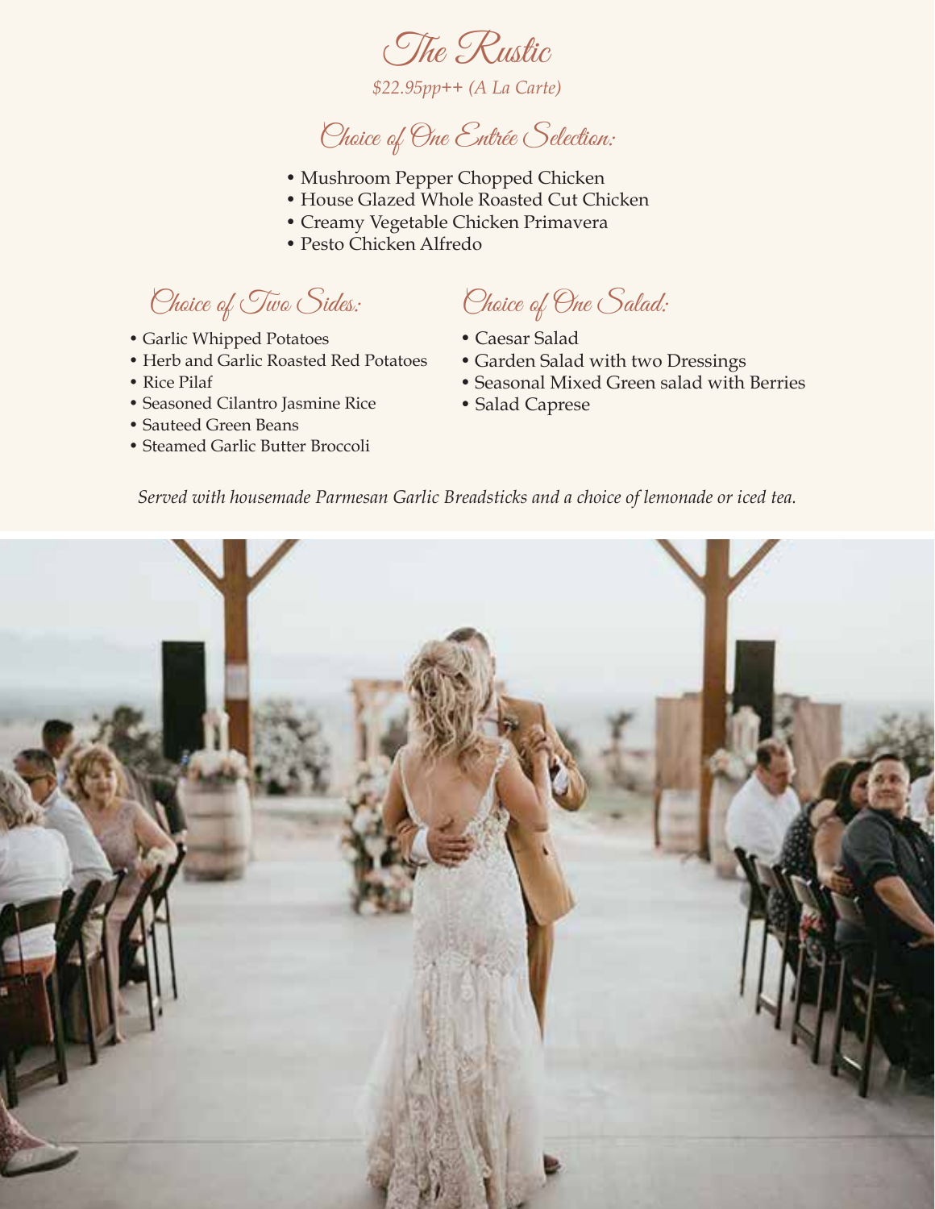# The Rustic

*$22.95pp++ (A La Carte)*

## Choice of One Entrée Selection:

- Mushroom Pepper Chopped Chicken
- House Glazed Whole Roasted Cut Chicken
- Creamy Vegetable Chicken Primavera
- Pesto Chicken Alfredo

## Choice of Two Sides:

- Garlic Whipped Potatoes
- Herb and Garlic Roasted Red Potatoes
- Rice Pilaf
- Seasoned Cilantro Jasmine Rice
- Sauteed Green Beans
- Steamed Garlic Butter Broccoli

## Choice of One Salad:

- Caesar Salad
- Garden Salad with two Dressings
- Seasonal Mixed Green salad with Berries
- Salad Caprese

*Served with housemade Parmesan Garlic Breadsticks and a choice of lemonade or iced tea.*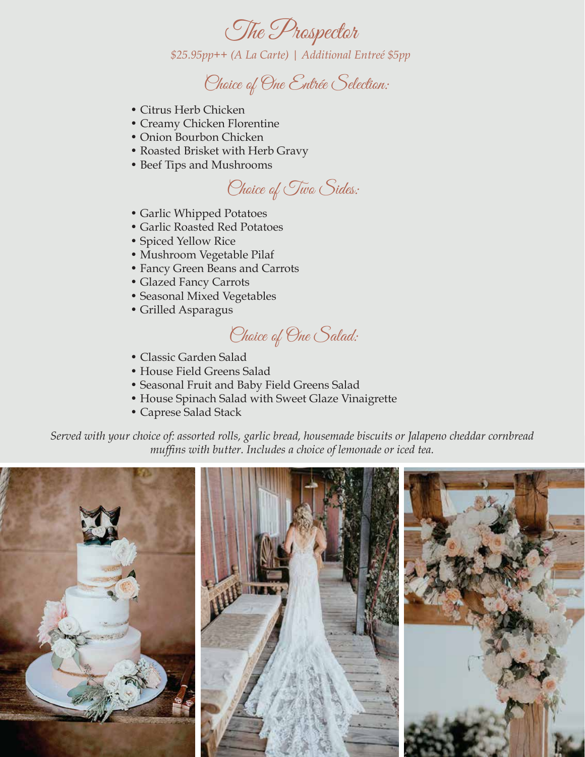# The Prospector

*$25.95pp++ (A La Carte) | Additional Entreé $5pp*

## Choice of One Entrée Selection:

- Citrus Herb Chicken
- Creamy Chicken Florentine
- Onion Bourbon Chicken
- Roasted Brisket with Herb Gravy
- Beef Tips and Mushrooms

## Choice of Two Sides:

- Garlic Whipped Potatoes
- Garlic Roasted Red Potatoes
- Spiced Yellow Rice
- Mushroom Vegetable Pilaf
- Fancy Green Beans and Carrots
- Glazed Fancy Carrots
- Seasonal Mixed Vegetables
- Grilled Asparagus

## Choice of One Salad:

- Classic Garden Salad
- House Field Greens Salad
- Seasonal Fruit and Baby Field Greens Salad
- House Spinach Salad with Sweet Glaze Vinaigrette
- Caprese Salad Stack

*Served with your choice of: assorted rolls, garlic bread, housemade biscuits or Jalapeno cheddar cornbread muffins with butter. Includes a choice of lemonade or iced tea.*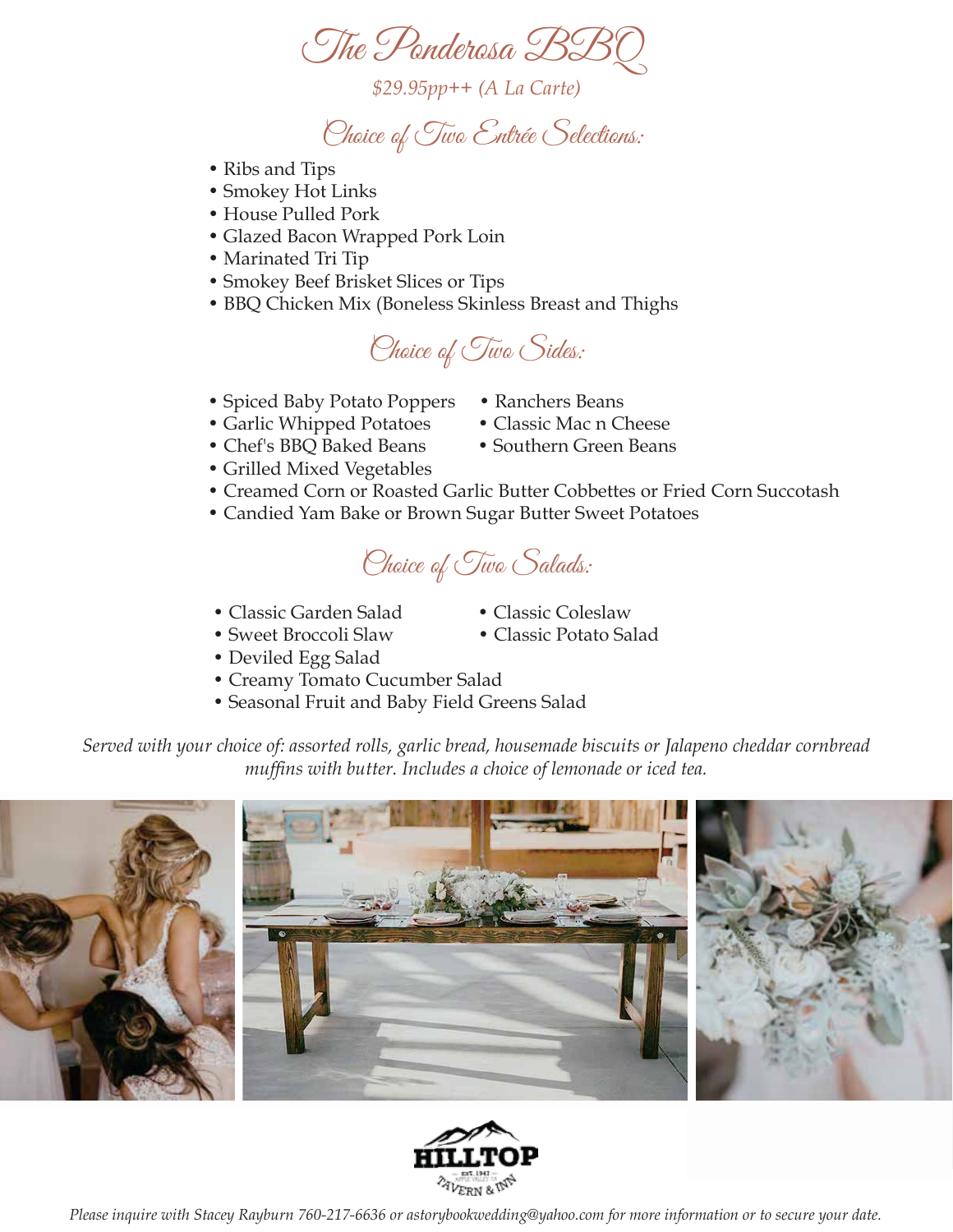# The Ponderosa BBQ

*$29.95pp++ (A La Carte)*

## Choice of Two Entrée Selections:

- Ribs and Tips
- Smokey Hot Links
- House Pulled Pork
- Glazed Bacon Wrapped Pork Loin
- Marinated Tri Tip
- Smokey Beef Brisket Slices or Tips
- BBQ Chicken Mix (Boneless Skinless Breast and Thighs

## Choice of Two Sides:

- Spiced Baby Potato Poppers
- Garlic Whipped Potatoes
- Chef's BBQ Baked Beans
- Ranchers Beans
- Classic Mac n Cheese
- Southern Green Beans
- Grilled Mixed Vegetables
- Creamed Corn or Roasted Garlic Butter Cobbettes or Fried Corn Succotash
- Candied Yam Bake or Brown Sugar Butter Sweet Potatoes

## Choice of Two Salads:

- Classic Garden Salad
- Sweet Broccoli Slaw
- Classic Coleslaw
- Classic Potato Salad
- Deviled Egg Salad
- Creamy Tomato Cucumber Salad
- Seasonal Fruit and Baby Field Greens Salad

*Served with your choice of: assorted rolls, garlic bread, housemade biscuits or Jalapeno cheddar cornbread muffins with butter. Includes a choice of lemonade or iced tea.*

HILLTOP TAVERN & INN — EST. 1947 APPLE VALLEY CA

*Please inquire with Stacey Rayburn 760-217-6636 or astorybookwedding@yahoo.com for more information or to secure your date.*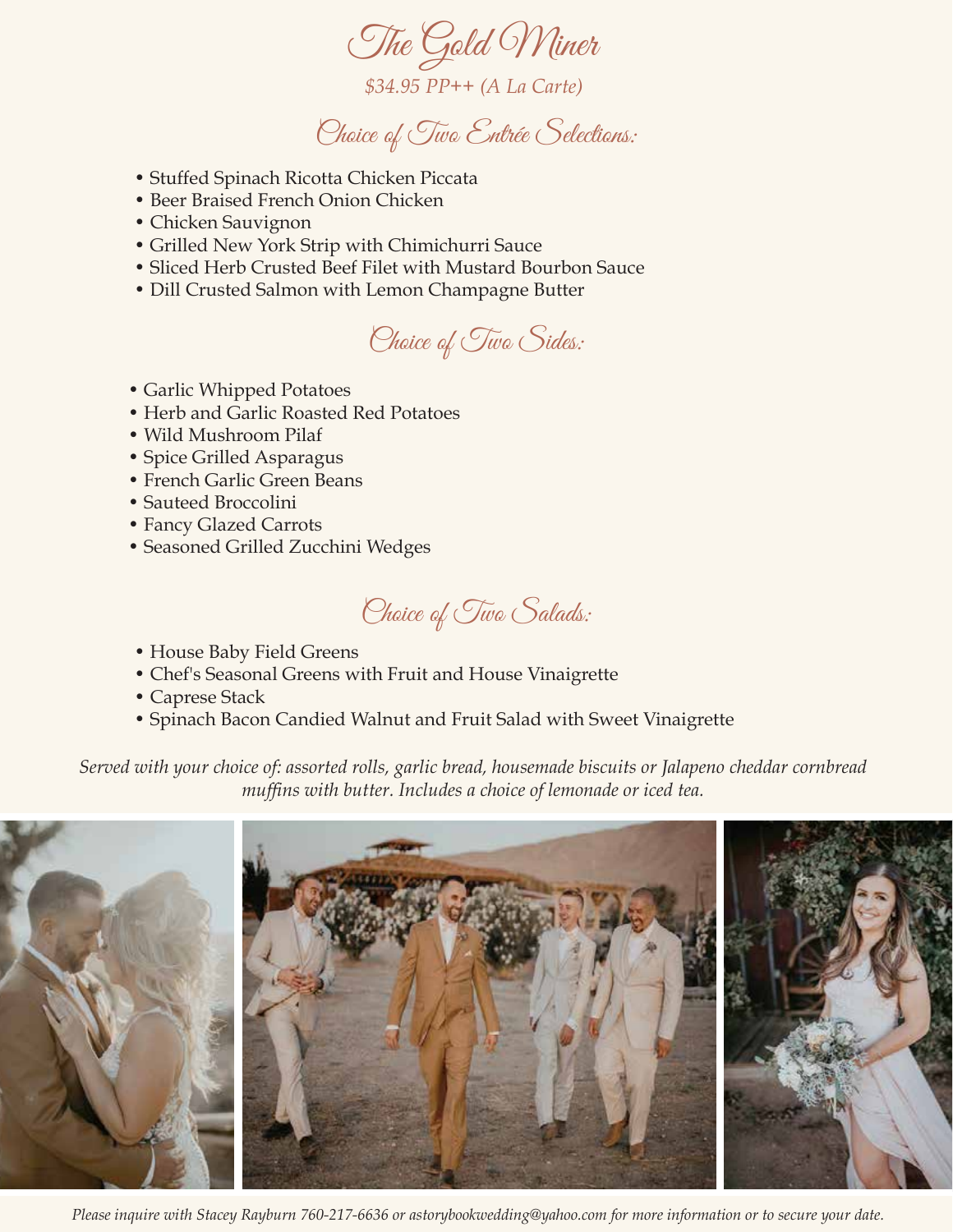# The Gold Miner

*$34.95 PP++ (A La Carte)*

## Choice of Two Entrée Selections:

- Stuffed Spinach Ricotta Chicken Piccata
- Beer Braised French Onion Chicken
- Chicken Sauvignon
- Grilled New York Strip with Chimichurri Sauce
- Sliced Herb Crusted Beef Filet with Mustard Bourbon Sauce
- Dill Crusted Salmon with Lemon Champagne Butter

## Choice of Two Sides:

- Garlic Whipped Potatoes
- Herb and Garlic Roasted Red Potatoes
- Wild Mushroom Pilaf
- Spice Grilled Asparagus
- French Garlic Green Beans
- Sauteed Broccolini
- Fancy Glazed Carrots
- Seasoned Grilled Zucchini Wedges

## Choice of Two Salads:

- House Baby Field Greens
- Chef's Seasonal Greens with Fruit and House Vinaigrette
- Caprese Stack
- Spinach Bacon Candied Walnut and Fruit Salad with Sweet Vinaigrette

*Served with your choice of: assorted rolls, garlic bread, housemade biscuits or Jalapeno cheddar cornbread muffins with butter. Includes a choice of lemonade or iced tea.*

*Please inquire with Stacey Rayburn 760-217-6636 or astorybookwedding@yahoo.com for more information or to secure your date.*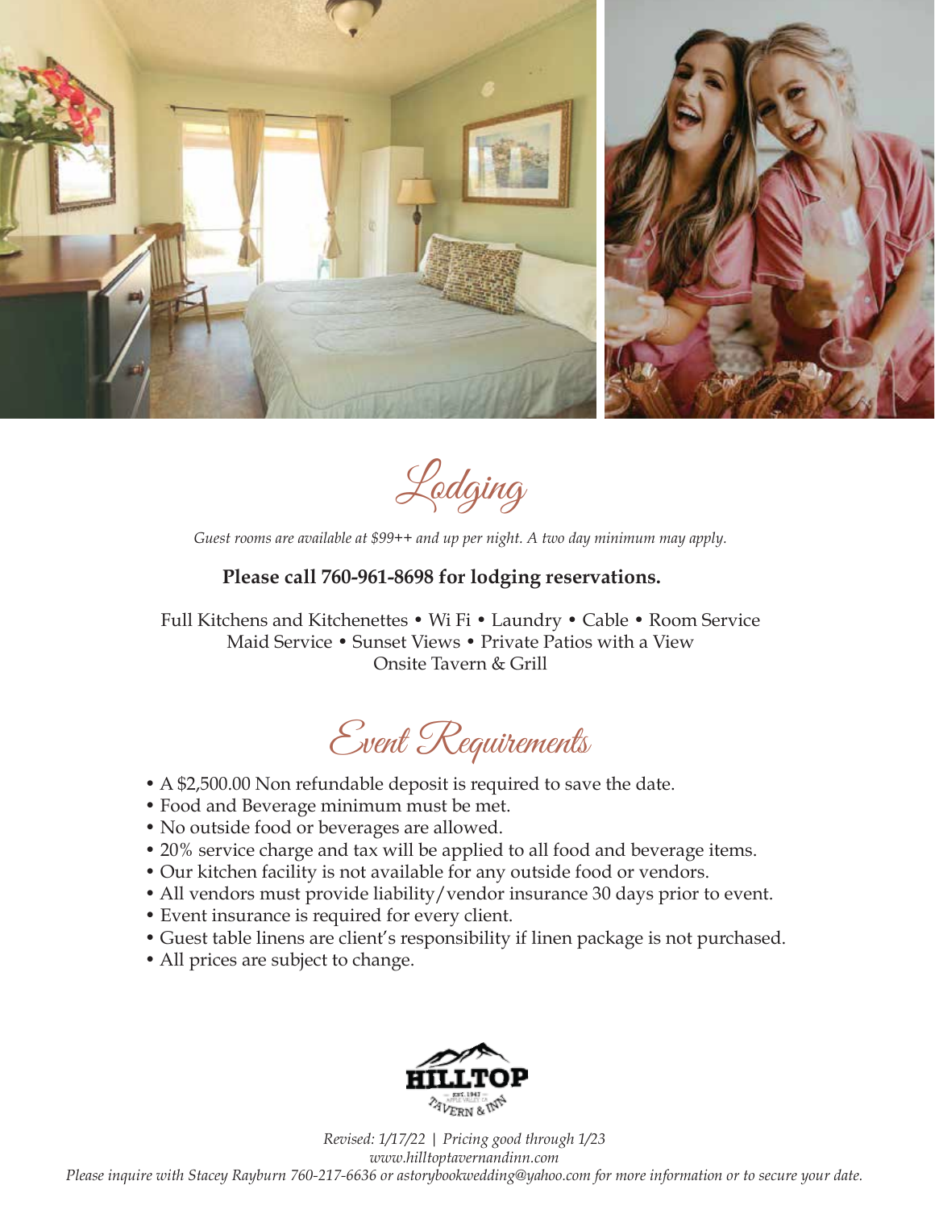## Lodging

*Guest rooms are available at $99++ and up per night. A two day minimum may apply.*

**Please call 760-961-8698 for lodging reservations.**

Full Kitchens and Kitchenettes • Wi Fi • Laundry • Cable • Room Service
Maid Service • Sunset Views • Private Patios with a View
Onsite Tavern & Grill

## Event Requirements

- A $2,500.00 Non refundable deposit is required to save the date.
- Food and Beverage minimum must be met.
- No outside food or beverages are allowed.
- 20% service charge and tax will be applied to all food and beverage items.
- Our kitchen facility is not available for any outside food or vendors.
- All vendors must provide liability/vendor insurance 30 days prior to event.
- Event insurance is required for every client.
- Guest table linens are client's responsibility if linen package is not purchased.
- All prices are subject to change.

HILLTOP
EST. 1947
APPLE VALLEY CA
TAVERN & INN

*Revised: 1/17/22 | Pricing good through 1/23*
*www.hilltoptavernandinn.com*
*Please inquire with Stacey Rayburn 760-217-6636 or astorybookwedding@yahoo.com for more information or to secure your date.*